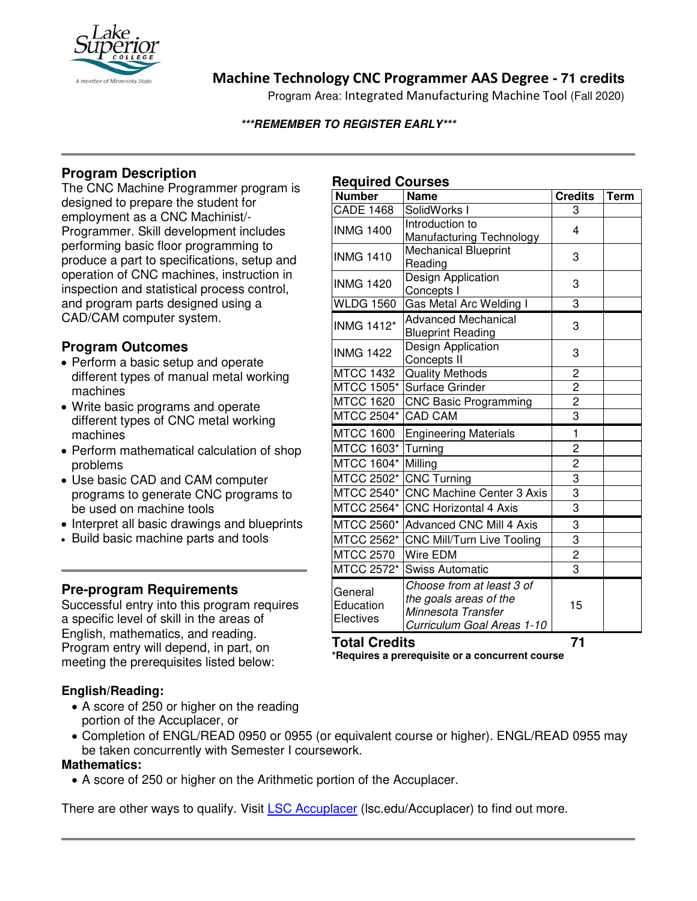# Machine Technology CNC Programmer AAS Degree - 71 credits

Program Area: Integrated Manufacturing Machine Tool (Fall 2020)

***REMEMBER TO REGISTER EARLY***

## Program Description

The CNC Machine Programmer program is designed to prepare the student for employment as a CNC Machinist/-Programmer. Skill development includes performing basic floor programming to produce a part to specifications, setup and operation of CNC machines, instruction in inspection and statistical process control, and program parts designed using a CAD/CAM computer system.

## Program Outcomes

- Perform a basic setup and operate different types of manual metal working machines
- Write basic programs and operate different types of CNC metal working machines
- Perform mathematical calculation of shop problems
- Use basic CAD and CAM computer programs to generate CNC programs to be used on machine tools
- Interpret all basic drawings and blueprints
- Build basic machine parts and tools

## Pre-program Requirements

Successful entry into this program requires a specific level of skill in the areas of English, mathematics, and reading. Program entry will depend, in part, on meeting the prerequisites listed below:

### English/Reading:

- A score of 250 or higher on the reading portion of the Accuplacer, or
- Completion of ENGL/READ 0950 or 0955 (or equivalent course or higher). ENGL/READ 0955 may be taken concurrently with Semester I coursework.

### Mathematics:

- A score of 250 or higher on the Arithmetic portion of the Accuplacer.

There are other ways to qualify. Visit LSC Accuplacer (lsc.edu/Accuplacer) to find out more.

## Required Courses

| Number | Name | Credits | Term |
|---|---|---|---|
| CADE 1468 | SolidWorks I | 3 | |
| INMG 1400 | Introduction to Manufacturing Technology | 4 | |
| INMG 1410 | Mechanical Blueprint Reading | 3 | |
| INMG 1420 | Design Application Concepts I | 3 | |
| WLDG 1560 | Gas Metal Arc Welding I | 3 | |
| INMG 1412* | Advanced Mechanical Blueprint Reading | 3 | |
| INMG 1422 | Design Application Concepts II | 3 | |
| MTCC 1432 | Quality Methods | 2 | |
| MTCC 1505* | Surface Grinder | 2 | |
| MTCC 1620 | CNC Basic Programming | 2 | |
| MTCC 2504* | CAD CAM | 3 | |
| MTCC 1600 | Engineering Materials | 1 | |
| MTCC 1603* | Turning | 2 | |
| MTCC 1604* | Milling | 2 | |
| MTCC 2502* | CNC Turning | 3 | |
| MTCC 2540* | CNC Machine Center 3 Axis | 3 | |
| MTCC 2564* | CNC Horizontal 4 Axis | 3 | |
| MTCC 2560* | Advanced CNC Mill 4 Axis | 3 | |
| MTCC 2562* | CNC Mill/Turn Live Tooling | 3 | |
| MTCC 2570 | Wire EDM | 2 | |
| MTCC 2572* | Swiss Automatic | 3 | |
| General Education Electives | *Choose from at least 3 of the goals areas of the Minnesota Transfer Curriculum Goal Areas 1-10* | 15 | |
| **Total Credits** | | **71** | |

**\*Requires a prerequisite or a concurrent course**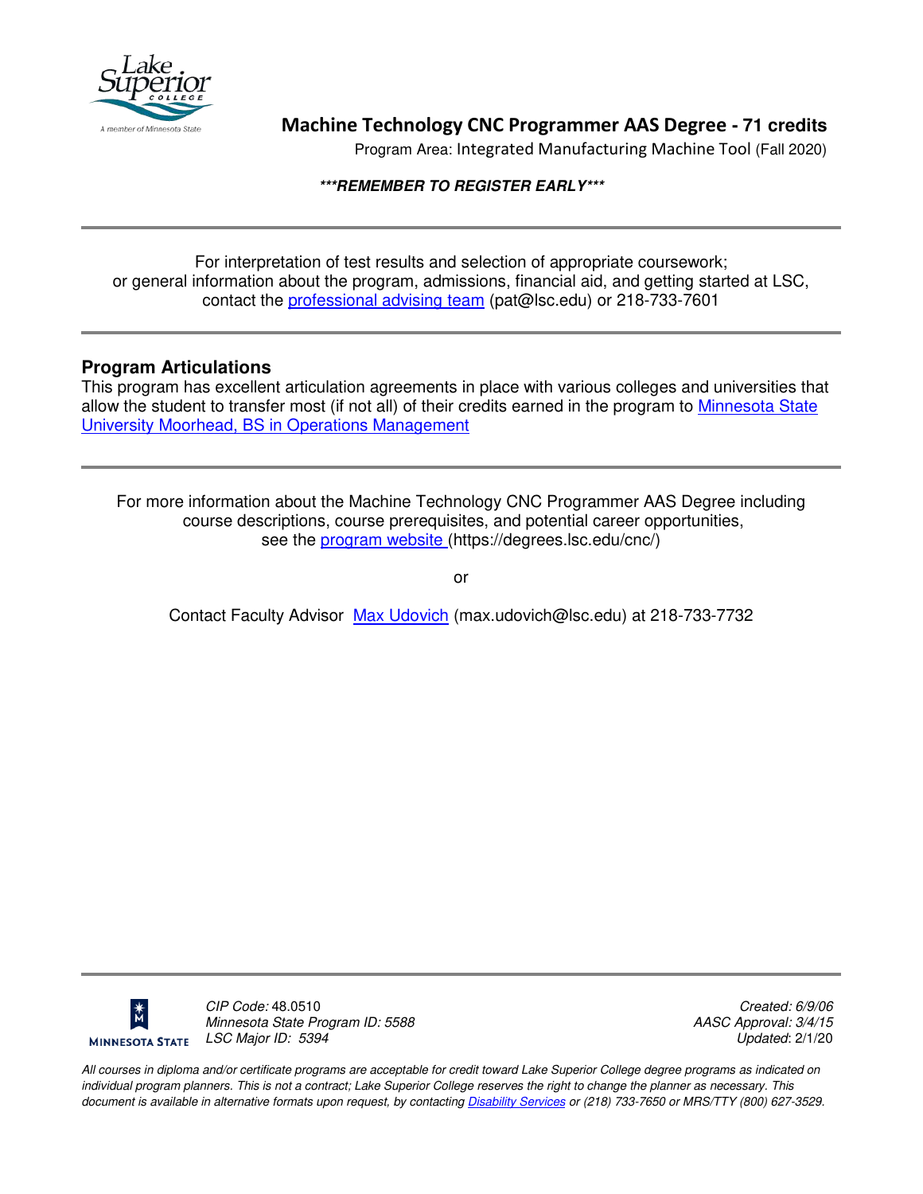# Machine Technology CNC Programmer AAS Degree - 71 credits

Program Area: Integrated Manufacturing Machine Tool (Fall 2020)

***REMEMBER TO REGISTER EARLY***

---

For interpretation of test results and selection of appropriate coursework; or general information about the program, admissions, financial aid, and getting started at LSC, contact the professional advising team (pat@lsc.edu) or 218-733-7601

---

## Program Articulations

This program has excellent articulation agreements in place with various colleges and universities that allow the student to transfer most (if not all) of their credits earned in the program to Minnesota State University Moorhead, BS in Operations Management

---

For more information about the Machine Technology CNC Programmer AAS Degree including course descriptions, course prerequisites, and potential career opportunities, see the program website (https://degrees.lsc.edu/cnc/)

or

Contact Faculty Advisor Max Udovich (max.udovich@lsc.edu) at 218-733-7732

---

*CIP Code:* 48.0510
*Minnesota State Program ID: 5588*
*LSC Major ID: 5394*

*Created: 6/9/06*
*AASC Approval: 3/4/15*
*Updated*: 2/1/20

*All courses in diploma and/or certificate programs are acceptable for credit toward Lake Superior College degree programs as indicated on individual program planners. This is not a contract; Lake Superior College reserves the right to change the planner as necessary. This document is available in alternative formats upon request, by contacting Disability Services or (218) 733-7650 or MRS/TTY (800) 627-3529.*